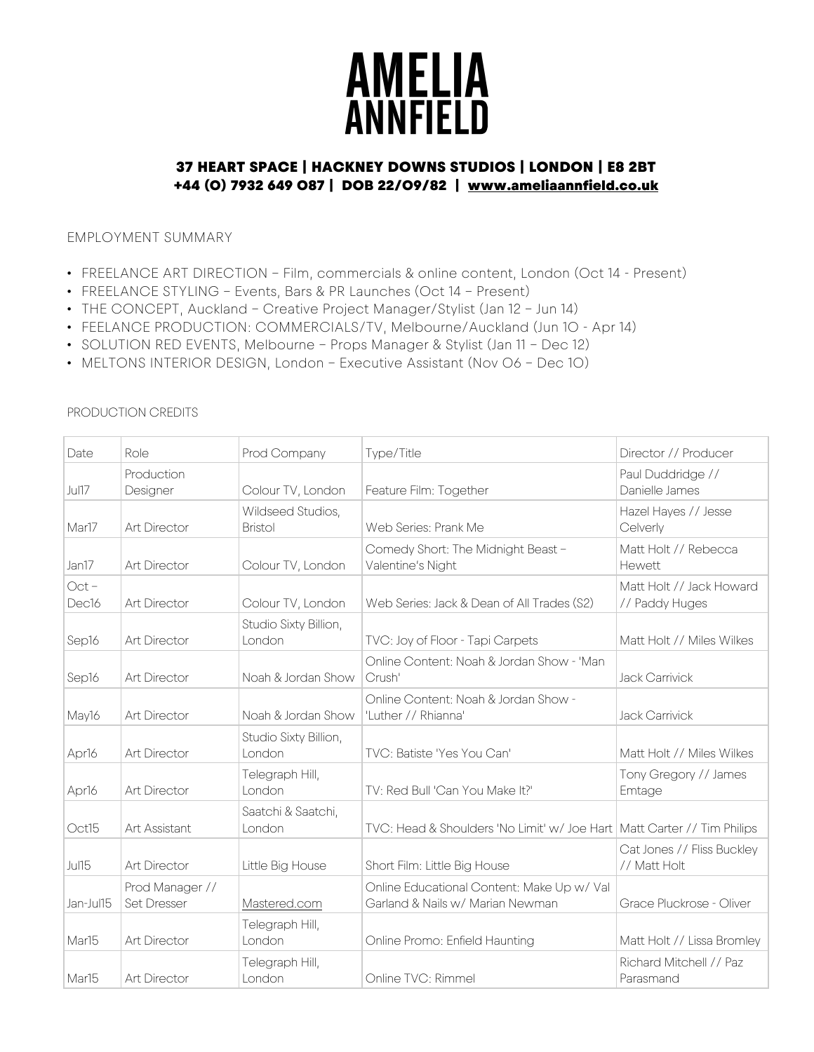# AMELIA ANNFIELD

**37 HEART SPACE | HACKNEY DOWNS STUDIOS | LONDON | E8 2BT**
**+44 (O) 7932 649 O87 | DOB 22/O9/82 | www.ameliaannfield.co.uk**

## EMPLOYMENT SUMMARY

- FREELANCE ART DIRECTION – Film, commercials & online content, London (Oct 14 - Present)
- FREELANCE STYLING – Events, Bars & PR Launches (Oct 14 – Present)
- THE CONCEPT, Auckland – Creative Project Manager/Stylist (Jan 12 – Jun 14)
- FEELANCE PRODUCTION: COMMERCIALS/TV, Melbourne/Auckland (Jun 1O - Apr 14)
- SOLUTION RED EVENTS, Melbourne – Props Manager & Stylist (Jan 11 – Dec 12)
- MELTONS INTERIOR DESIGN, London – Executive Assistant (Nov O6 – Dec 1O)

## PRODUCTION CREDITS

| Date | Role | Prod Company | Type/Title | Director // Producer |
|---|---|---|---|---|
| Jul17 | Production Designer | Colour TV, London | Feature Film: Together | Paul Duddridge // Danielle James |
| Mar17 | Art Director | Wildseed Studios, Bristol | Web Series: Prank Me | Hazel Hayes // Jesse Celverly |
| Jan17 | Art Director | Colour TV, London | Comedy Short: The Midnight Beast – Valentine's Night | Matt Holt // Rebecca Hewett |
| Oct – Dec16 | Art Director | Colour TV, London | Web Series: Jack & Dean of All Trades (S2) | Matt Holt // Jack Howard // Paddy Huges |
| Sep16 | Art Director | Studio Sixty Billion, London | TVC: Joy of Floor - Tapi Carpets | Matt Holt // Miles Wilkes |
| Sep16 | Art Director | Noah & Jordan Show | Online Content: Noah & Jordan Show - 'Man Crush' | Jack Carrivick |
| May16 | Art Director | Noah & Jordan Show | Online Content: Noah & Jordan Show - 'Luther // Rhianna' | Jack Carrivick |
| Apr16 | Art Director | Studio Sixty Billion, London | TVC: Batiste 'Yes You Can' | Matt Holt // Miles Wilkes |
| Apr16 | Art Director | Telegraph Hill, London | TV: Red Bull 'Can You Make It?' | Tony Gregory // James Emtage |
| Oct15 | Art Assistant | Saatchi & Saatchi, London | TVC: Head & Shoulders 'No Limit' w/ Joe Hart | Matt Carter // Tim Philips |
| Jul15 | Art Director | Little Big House | Short Film: Little Big House | Cat Jones // Fliss Buckley // Matt Holt |
| Jan-Jul15 | Prod Manager // Set Dresser | Mastered.com | Online Educational Content: Make Up w/ Val Garland & Nails w/ Marian Newman | Grace Pluckrose - Oliver |
| Mar15 | Art Director | Telegraph Hill, London | Online Promo: Enfield Haunting | Matt Holt // Lissa Bromley |
| Mar15 | Art Director | Telegraph Hill, London | Online TVC: Rimmel | Richard Mitchell // Paz Parasmand |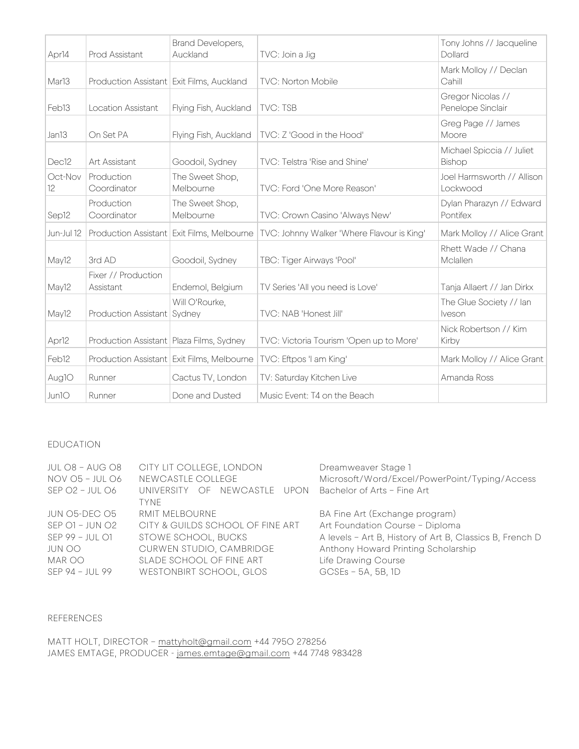| | | | | |
|---|---|---|---|---|
| Apr14 | Prod Assistant | Brand Developers, Auckland | TVC: Join a Jig | Tony Johns // Jacqueline Dollard |
| Mar13 | Production Assistant | Exit Films, Auckland | TVC: Norton Mobile | Mark Molloy // Declan Cahill |
| Feb13 | Location Assistant | Flying Fish, Auckland | TVC: TSB | Gregor Nicolas // Penelope Sinclair |
| Jan13 | On Set PA | Flying Fish, Auckland | TVC: Z 'Good in the Hood' | Greg Page // James Moore |
| Dec12 | Art Assistant | Goodoil, Sydney | TVC: Telstra 'Rise and Shine' | Michael Spiccia // Juliet Bishop |
| Oct-Nov 12 | Production Coordinator | The Sweet Shop, Melbourne | TVC: Ford 'One More Reason' | Joel Harmsworth // Allison Lockwood |
| Sep12 | Production Coordinator | The Sweet Shop, Melbourne | TVC: Crown Casino 'Always New' | Dylan Pharazyn // Edward Pontifex |
| Jun-Jul 12 | Production Assistant | Exit Films, Melbourne | TVC: Johnny Walker 'Where Flavour is King' | Mark Molloy // Alice Grant |
| May12 | 3rd AD | Goodoil, Sydney | TBC: Tiger Airways 'Pool' | Rhett Wade // Chana Mclallen |
| May12 | Fixer // Production Assistant | Endemol, Belgium | TV Series 'All you need is Love' | Tanja Allaert // Jan Dirkx |
| May12 | Production Assistant | Will O'Rourke, Sydney | TVC: NAB 'Honest Jill' | The Glue Society // Ian Iveson |
| Apr12 | Production Assistant | Plaza Films, Sydney | TVC: Victoria Tourism 'Open up to More' | Nick Robertson // Kim Kirby |
| Feb12 | Production Assistant | Exit Films, Melbourne | TVC: Eftpos 'I am King' | Mark Molloy // Alice Grant |
| Aug10 | Runner | Cactus TV, London | TV: Saturday Kitchen Live | Amanda Ross |
| Jun10 | Runner | Done and Dusted | Music Event: T4 on the Beach | |

## EDUCATION

| | | |
|---|---|---|
| JUL 08 – AUG 08 | CITY LIT COLLEGE, LONDON | Dreamweaver Stage 1 |
| NOV 05 – JUL 06 | NEWCASTLE COLLEGE | Microsoft/Word/Excel/PowerPoint/Typing/Access |
| SEP 02 – JUL 06 | UNIVERSITY OF NEWCASTLE UPON TYNE | Bachelor of Arts – Fine Art |
| JUN 05-DEC 05 | RMIT MELBOURNE | BA Fine Art (Exchange program) |
| SEP 01 – JUN 02 | CITY & GUILDS SCHOOL OF FINE ART | Art Foundation Course – Diploma |
| SEP 99 – JUL 01 | STOWE SCHOOL, BUCKS | A levels – Art B, History of Art B, Classics B, French D |
| JUN 00 | CURWEN STUDIO, CAMBRIDGE | Anthony Howard Printing Scholarship |
| MAR 00 | SLADE SCHOOL OF FINE ART | Life Drawing Course |
| SEP 94 – JUL 99 | WESTONBIRT SCHOOL, GLOS | GCSEs – 5A, 5B, 1D |

## REFERENCES

MATT HOLT, DIRECTOR – mattyholt@gmail.com +44 7950 278256
JAMES EMTAGE, PRODUCER - james.emtage@gmail.com +44 7748 983428